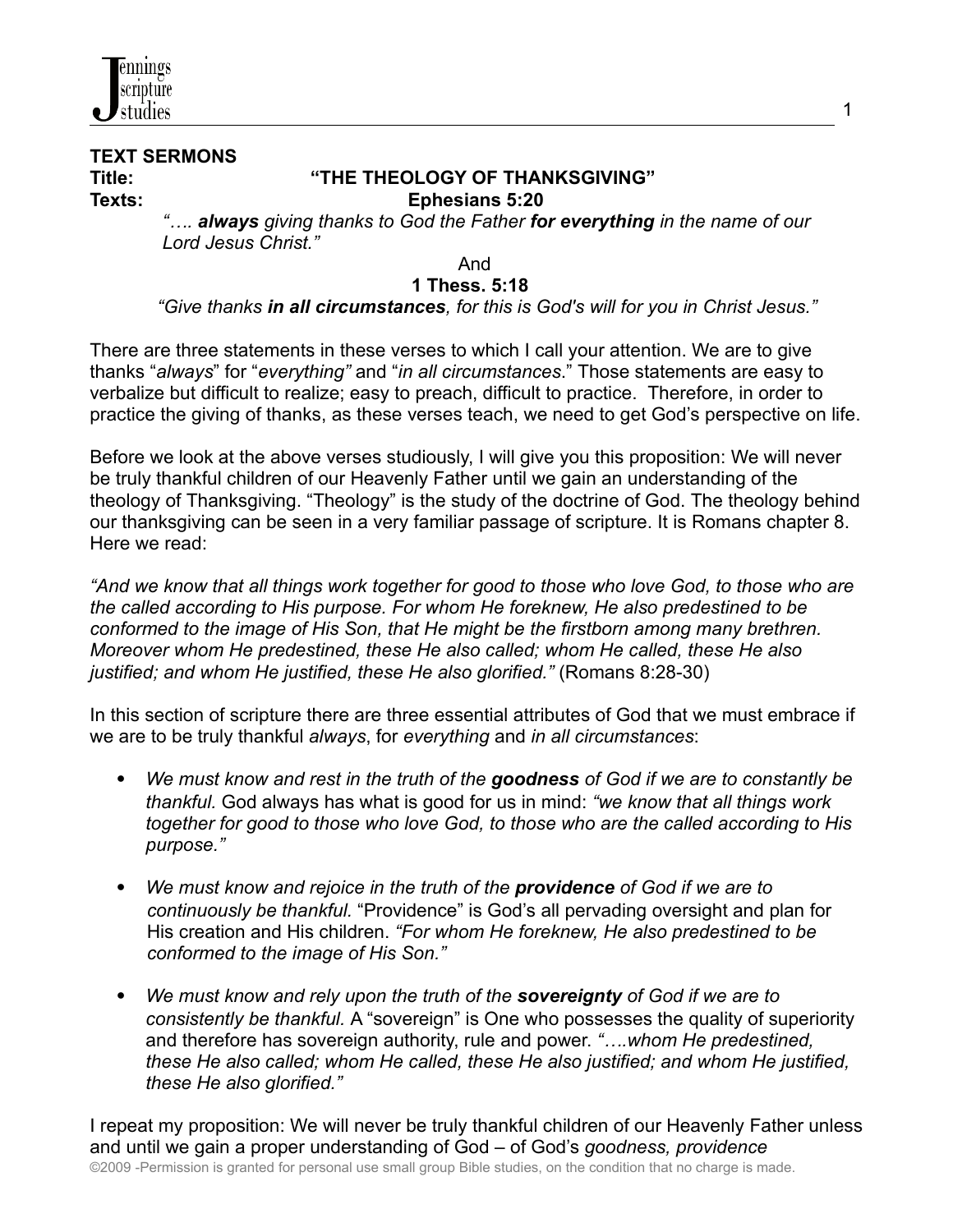**TEXT SERMONS**

**Title:** **"THE THEOLOGY OF THANKSGIVING"**

**Texts:** **Ephesians 5:20**

*"…. **always** giving thanks to God the Father **for everything** in the name of our Lord Jesus Christ."*

And

**1 Thess. 5:18**

*"Give thanks **in all circumstances**, for this is God's will for you in Christ Jesus."*

There are three statements in these verses to which I call your attention. We are to give thanks "*always*" for "*everything"* and "*in all circumstances*." Those statements are easy to verbalize but difficult to realize; easy to preach, difficult to practice. Therefore, in order to practice the giving of thanks, as these verses teach, we need to get God's perspective on life.

Before we look at the above verses studiously, I will give you this proposition: We will never be truly thankful children of our Heavenly Father until we gain an understanding of the theology of Thanksgiving. "Theology" is the study of the doctrine of God. The theology behind our thanksgiving can be seen in a very familiar passage of scripture. It is Romans chapter 8. Here we read:

*"And we know that all things work together for good to those who love God, to those who are the called according to His purpose. For whom He foreknew, He also predestined to be conformed to the image of His Son, that He might be the firstborn among many brethren. Moreover whom He predestined, these He also called; whom He called, these He also justified; and whom He justified, these He also glorified."* (Romans 8:28-30)

In this section of scripture there are three essential attributes of God that we must embrace if we are to be truly thankful *always*, for *everything* and *in all circumstances*:

- *We must know and rest in the truth of the **goodness** of God if we are to constantly be thankful.* God always has what is good for us in mind: *"we know that all things work together for good to those who love God, to those who are the called according to His purpose."*

- *We must know and rejoice in the truth of the **providence** of God if we are to continuously be thankful.* "Providence" is God's all pervading oversight and plan for His creation and His children. *"For whom He foreknew, He also predestined to be conformed to the image of His Son."*

- *We must know and rely upon the truth of the **sovereignty** of God if we are to consistently be thankful.* A "sovereign" is One who possesses the quality of superiority and therefore has sovereign authority, rule and power. *"….whom He predestined, these He also called; whom He called, these He also justified; and whom He justified, these He also glorified."*

I repeat my proposition: We will never be truly thankful children of our Heavenly Father unless and until we gain a proper understanding of God – of God's *goodness, providence*

©2009 -Permission is granted for personal use small group Bible studies, on the condition that no charge is made.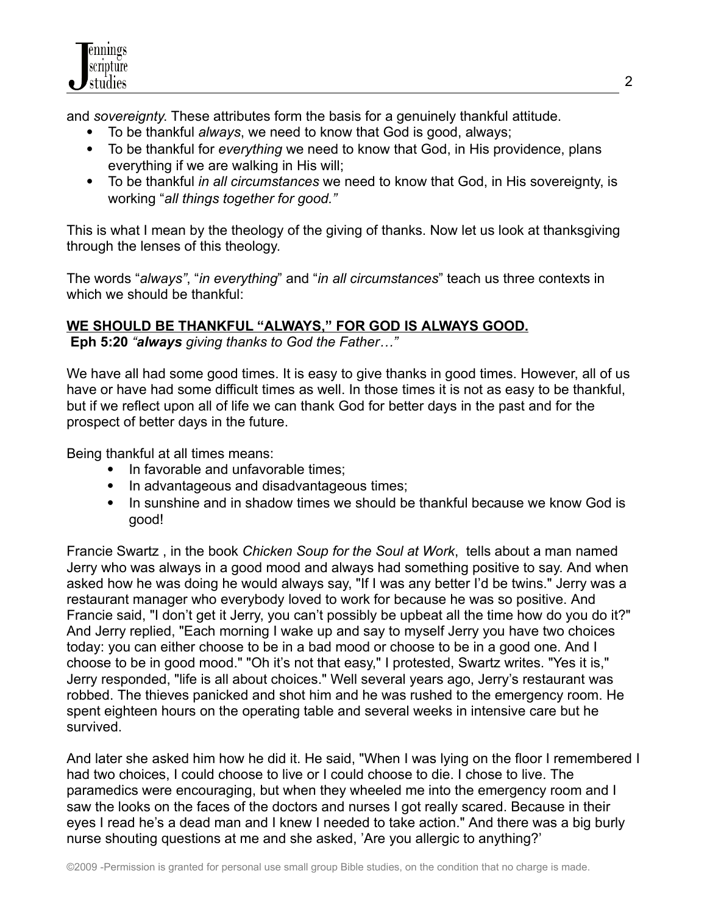and *sovereignty*. These attributes form the basis for a genuinely thankful attitude.

- To be thankful *always*, we need to know that God is good, always;
- To be thankful for *everything* we need to know that God, in His providence, plans everything if we are walking in His will;
- To be thankful *in all circumstances* we need to know that God, in His sovereignty, is working "*all things together for good."*

This is what I mean by the theology of the giving of thanks. Now let us look at thanksgiving through the lenses of this theology.

The words "*always"*, "*in everything*" and "*in all circumstances*" teach us three contexts in which we should be thankful:

## WE SHOULD BE THANKFUL "ALWAYS," FOR GOD IS ALWAYS GOOD.

**Eph 5:20** *"**always** giving thanks to God the Father…"*

We have all had some good times. It is easy to give thanks in good times. However, all of us have or have had some difficult times as well. In those times it is not as easy to be thankful, but if we reflect upon all of life we can thank God for better days in the past and for the prospect of better days in the future.

Being thankful at all times means:

- In favorable and unfavorable times;
- In advantageous and disadvantageous times;
- In sunshine and in shadow times we should be thankful because we know God is good!

Francie Swartz , in the book *Chicken Soup for the Soul at Work*, tells about a man named Jerry who was always in a good mood and always had something positive to say. And when asked how he was doing he would always say, "If I was any better I'd be twins." Jerry was a restaurant manager who everybody loved to work for because he was so positive. And Francie said, "I don't get it Jerry, you can't possibly be upbeat all the time how do you do it?" And Jerry replied, "Each morning I wake up and say to myself Jerry you have two choices today: you can either choose to be in a bad mood or choose to be in a good one. And I choose to be in good mood." "Oh it's not that easy," I protested, Swartz writes. "Yes it is," Jerry responded, "life is all about choices." Well several years ago, Jerry's restaurant was robbed. The thieves panicked and shot him and he was rushed to the emergency room. He spent eighteen hours on the operating table and several weeks in intensive care but he survived.

And later she asked him how he did it. He said, "When I was lying on the floor I remembered I had two choices, I could choose to live or I could choose to die. I chose to live. The paramedics were encouraging, but when they wheeled me into the emergency room and I saw the looks on the faces of the doctors and nurses I got really scared. Because in their eyes I read he's a dead man and I knew I needed to take action." And there was a big burly nurse shouting questions at me and she asked, 'Are you allergic to anything?'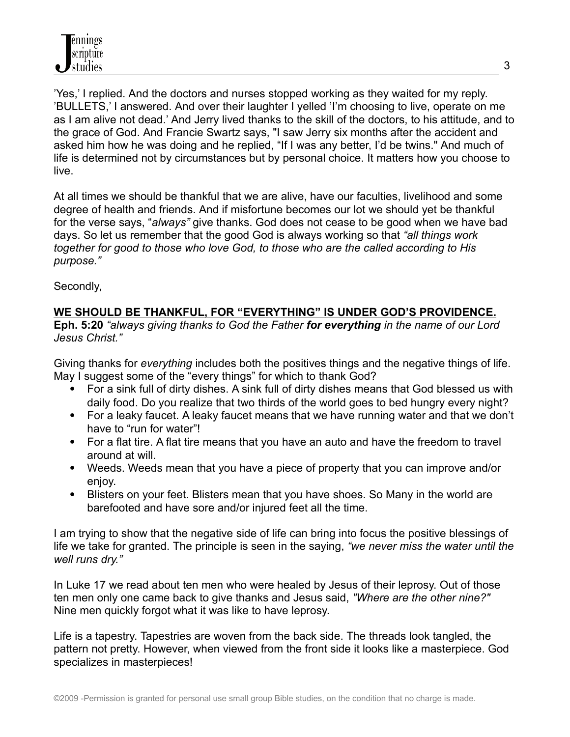'Yes,' I replied. And the doctors and nurses stopped working as they waited for my reply. 'BULLETS,' I answered. And over their laughter I yelled 'I'm choosing to live, operate on me as I am alive not dead.' And Jerry lived thanks to the skill of the doctors, to his attitude, and to the grace of God. And Francie Swartz says, "I saw Jerry six months after the accident and asked him how he was doing and he replied, "If I was any better, I'd be twins." And much of life is determined not by circumstances but by personal choice. It matters how you choose to live.

At all times we should be thankful that we are alive, have our faculties, livelihood and some degree of health and friends. And if misfortune becomes our lot we should yet be thankful for the verse says, "*always"* give thanks. God does not cease to be good when we have bad days. So let us remember that the good God is always working so that *"all things work together for good to those who love God, to those who are the called according to His purpose."*

Secondly,

**WE SHOULD BE THANKFUL, FOR "EVERYTHING" IS UNDER GOD'S PROVIDENCE.**

**Eph. 5:20** *"always giving thanks to God the Father* ***for everything*** *in the name of our Lord Jesus Christ."*

Giving thanks for *everything* includes both the positives things and the negative things of life. May I suggest some of the "every things" for which to thank God?

- For a sink full of dirty dishes. A sink full of dirty dishes means that God blessed us with daily food. Do you realize that two thirds of the world goes to bed hungry every night?
- For a leaky faucet. A leaky faucet means that we have running water and that we don't have to "run for water"!
- For a flat tire. A flat tire means that you have an auto and have the freedom to travel around at will.
- Weeds. Weeds mean that you have a piece of property that you can improve and/or enjoy.
- Blisters on your feet. Blisters mean that you have shoes. So Many in the world are barefooted and have sore and/or injured feet all the time.

I am trying to show that the negative side of life can bring into focus the positive blessings of life we take for granted. The principle is seen in the saying, *"we never miss the water until the well runs dry."*

In Luke 17 we read about ten men who were healed by Jesus of their leprosy. Out of those ten men only one came back to give thanks and Jesus said, *"Where are the other nine?"* Nine men quickly forgot what it was like to have leprosy.

Life is a tapestry. Tapestries are woven from the back side. The threads look tangled, the pattern not pretty. However, when viewed from the front side it looks like a masterpiece. God specializes in masterpieces!

©2009 -Permission is granted for personal use small group Bible studies, on the condition that no charge is made.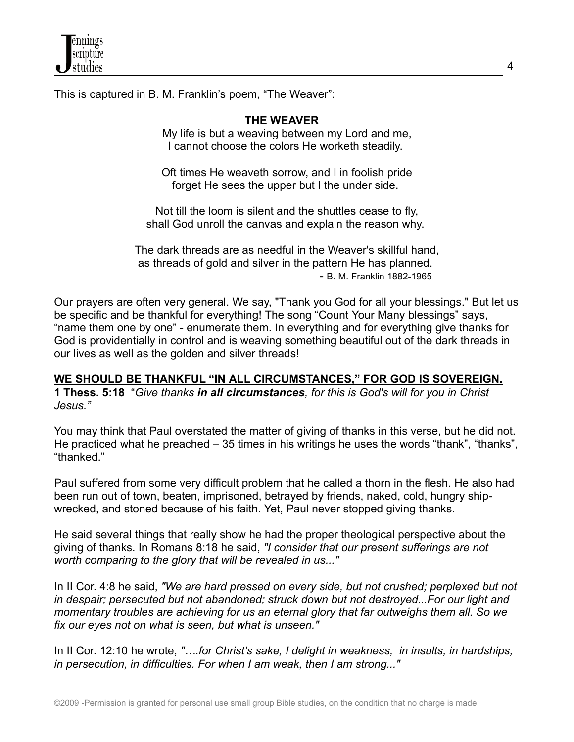This is captured in B. M. Franklin's poem, "The Weaver":

**THE WEAVER**

My life is but a weaving between my Lord and me,
I cannot choose the colors He worketh steadily.

Oft times He weaveth sorrow, and I in foolish pride
forget He sees the upper but I the under side.

Not till the loom is silent and the shuttles cease to fly,
shall God unroll the canvas and explain the reason why.

The dark threads are as needful in the Weaver's skillful hand,
as threads of gold and silver in the pattern He has planned.

- B. M. Franklin 1882-1965

Our prayers are often very general. We say, "Thank you God for all your blessings." But let us be specific and be thankful for everything! The song "Count Your Many blessings" says, "name them one by one" - enumerate them. In everything and for everything give thanks for God is providentially in control and is weaving something beautiful out of the dark threads in our lives as well as the golden and silver threads!

**WE SHOULD BE THANKFUL "IN ALL CIRCUMSTANCES," FOR GOD IS SOVEREIGN.**

**1 Thess. 5:18** "*Give thanks **in all circumstances**, for this is God's will for you in Christ Jesus."*

You may think that Paul overstated the matter of giving of thanks in this verse, but he did not. He practiced what he preached – 35 times in his writings he uses the words "thank", "thanks", "thanked."

Paul suffered from some very difficult problem that he called a thorn in the flesh. He also had been run out of town, beaten, imprisoned, betrayed by friends, naked, cold, hungry ship-wrecked, and stoned because of his faith. Yet, Paul never stopped giving thanks.

He said several things that really show he had the proper theological perspective about the giving of thanks. In Romans 8:18 he said, *"I consider that our present sufferings are not worth comparing to the glory that will be revealed in us..."*

In II Cor. 4:8 he said, *"We are hard pressed on every side, but not crushed; perplexed but not in despair; persecuted but not abandoned; struck down but not destroyed...For our light and momentary troubles are achieving for us an eternal glory that far outweighs them all. So we fix our eyes not on what is seen, but what is unseen."*

In II Cor. 12:10 he wrote, *"….for Christ's sake, I delight in weakness, in insults, in hardships, in persecution, in difficulties. For when I am weak, then I am strong..."*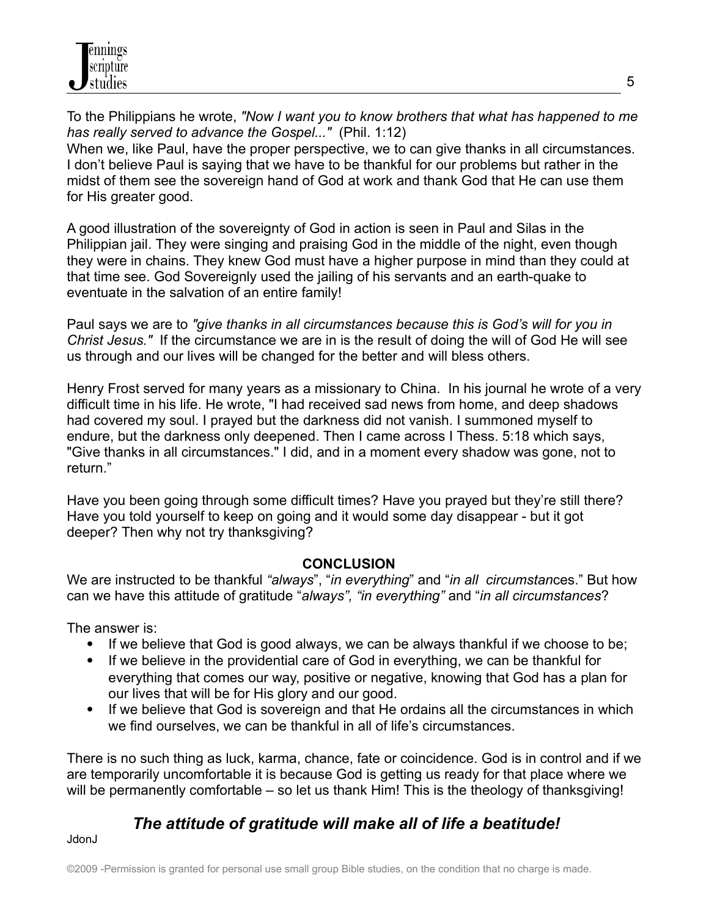To the Philippians he wrote, *"Now I want you to know brothers that what has happened to me has really served to advance the Gospel..."* (Phil. 1:12)

When we, like Paul, have the proper perspective, we to can give thanks in all circumstances. I don't believe Paul is saying that we have to be thankful for our problems but rather in the midst of them see the sovereign hand of God at work and thank God that He can use them for His greater good.

A good illustration of the sovereignty of God in action is seen in Paul and Silas in the Philippian jail. They were singing and praising God in the middle of the night, even though they were in chains. They knew God must have a higher purpose in mind than they could at that time see. God Sovereignly used the jailing of his servants and an earth-quake to eventuate in the salvation of an entire family!

Paul says we are to *"give thanks in all circumstances because this is God's will for you in Christ Jesus."* If the circumstance we are in is the result of doing the will of God He will see us through and our lives will be changed for the better and will bless others.

Henry Frost served for many years as a missionary to China. In his journal he wrote of a very difficult time in his life. He wrote, "I had received sad news from home, and deep shadows had covered my soul. I prayed but the darkness did not vanish. I summoned myself to endure, but the darkness only deepened. Then I came across I Thess. 5:18 which says, "Give thanks in all circumstances." I did, and in a moment every shadow was gone, not to return."

Have you been going through some difficult times? Have you prayed but they're still there? Have you told yourself to keep on going and it would some day disappear - but it got deeper? Then why not try thanksgiving?

**CONCLUSION**

We are instructed to be thankful *"always"*, "*in everything*" and "*in all circumstan*ces." But how can we have this attitude of gratitude "*always", "in everything"* and "*in all circumstances*?

The answer is:

- If we believe that God is good always, we can be always thankful if we choose to be;
- If we believe in the providential care of God in everything, we can be thankful for everything that comes our way, positive or negative, knowing that God has a plan for our lives that will be for His glory and our good.
- If we believe that God is sovereign and that He ordains all the circumstances in which we find ourselves, we can be thankful in all of life's circumstances.

There is no such thing as luck, karma, chance, fate or coincidence. God is in control and if we are temporarily uncomfortable it is because God is getting us ready for that place where we will be permanently comfortable – so let us thank Him! This is the theology of thanksgiving!

***The attitude of gratitude will make all of life a beatitude!***

JdonJ

©2009 -Permission is granted for personal use small group Bible studies, on the condition that no charge is made.